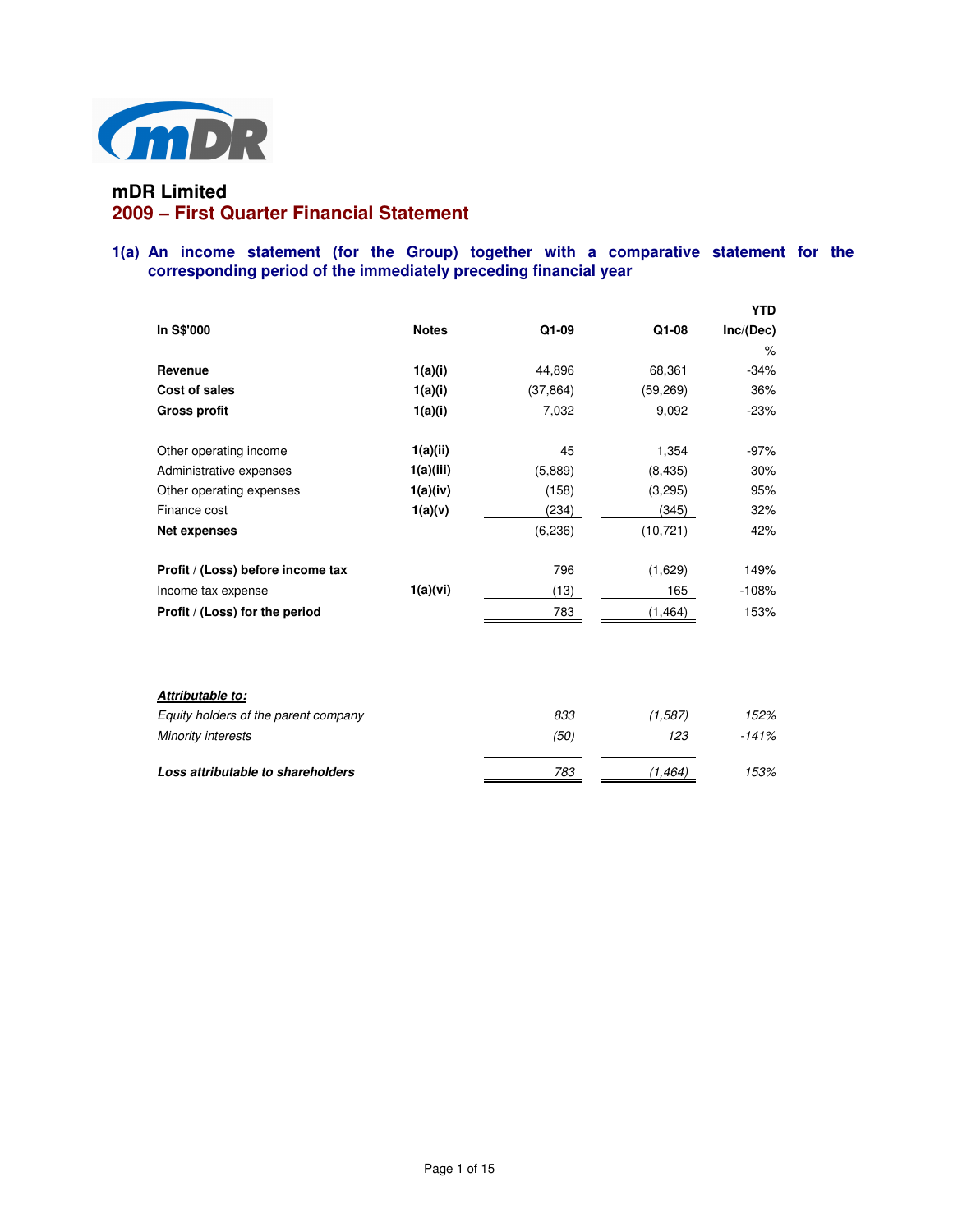# mDR Limited

## 2009 – First Quarter Financial Statement

### 1(a) An income statement (for the Group) together with a comparative statement for the corresponding period of the immediately preceding financial year

| In S$'000 | Notes | Q1-09 | Q1-08 | YTD Inc/(Dec) % |
|---|---|---|---|---|
| **Revenue** | 1(a)(i) | 44,896 | 68,361 | -34% |
| **Cost of sales** | 1(a)(i) | (37,864) | (59,269) | 36% |
| **Gross profit** | 1(a)(i) | 7,032 | 9,092 | -23% |
| | | | | |
| Other operating income | 1(a)(ii) | 45 | 1,354 | -97% |
| Administrative expenses | 1(a)(iii) | (5,889) | (8,435) | 30% |
| Other operating expenses | 1(a)(iv) | (158) | (3,295) | 95% |
| Finance cost | 1(a)(v) | (234) | (345) | 32% |
| **Net expenses** | | (6,236) | (10,721) | 42% |
| | | | | |
| **Profit / (Loss) before income tax** | | 796 | (1,629) | 149% |
| Income tax expense | 1(a)(vi) | (13) | 165 | -108% |
| **Profit / (Loss) for the period** | | 783 | (1,464) | 153% |
| | | | | |
| ***Attributable to:*** | | | | |
| *Equity holders of the parent company* | | *833* | *(1,587)* | *152%* |
| *Minority interests* | | *(50)* | *123* | *-141%* |
| | | | | |
| ***Loss attributable to shareholders*** | | *783* | *(1,464)* | *153%* |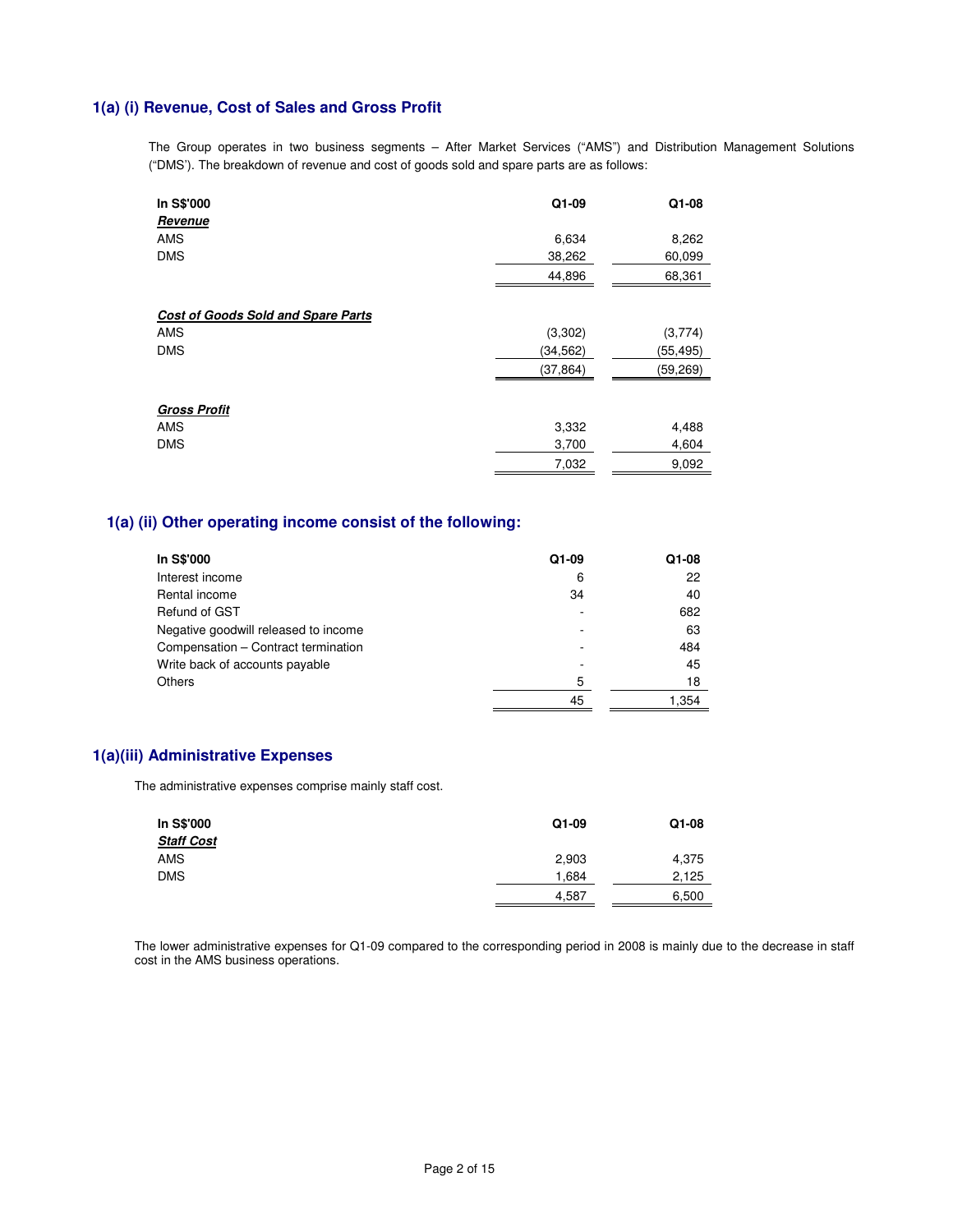## 1(a) (i) Revenue, Cost of Sales and Gross Profit

The Group operates in two business segments – After Market Services ("AMS") and Distribution Management Solutions ("DMS'). The breakdown of revenue and cost of goods sold and spare parts are as follows:

| In S$'000 | Q1-09 | Q1-08 |
|---|---|---|
| ***Revenue*** | | |
| AMS | 6,634 | 8,262 |
| DMS | 38,262 | 60,099 |
| | 44,896 | 68,361 |
| ***Cost of Goods Sold and Spare Parts*** | | |
| AMS | (3,302) | (3,774) |
| DMS | (34,562) | (55,495) |
| | (37,864) | (59,269) |
| ***Gross Profit*** | | |
| AMS | 3,332 | 4,488 |
| DMS | 3,700 | 4,604 |
| | 7,032 | 9,092 |

## 1(a) (ii) Other operating income consist of the following:

| In S$'000 | Q1-09 | Q1-08 |
|---|---|---|
| Interest income | 6 | 22 |
| Rental income | 34 | 40 |
| Refund of GST | - | 682 |
| Negative goodwill released to income | - | 63 |
| Compensation – Contract termination | - | 484 |
| Write back of accounts payable | - | 45 |
| Others | 5 | 18 |
| | 45 | 1,354 |

## 1(a)(iii) Administrative Expenses

The administrative expenses comprise mainly staff cost.

| In S$'000 | Q1-09 | Q1-08 |
|---|---|---|
| ***Staff Cost*** | | |
| AMS | 2,903 | 4,375 |
| DMS | 1,684 | 2,125 |
| | 4,587 | 6,500 |

The lower administrative expenses for Q1-09 compared to the corresponding period in 2008 is mainly due to the decrease in staff cost in the AMS business operations.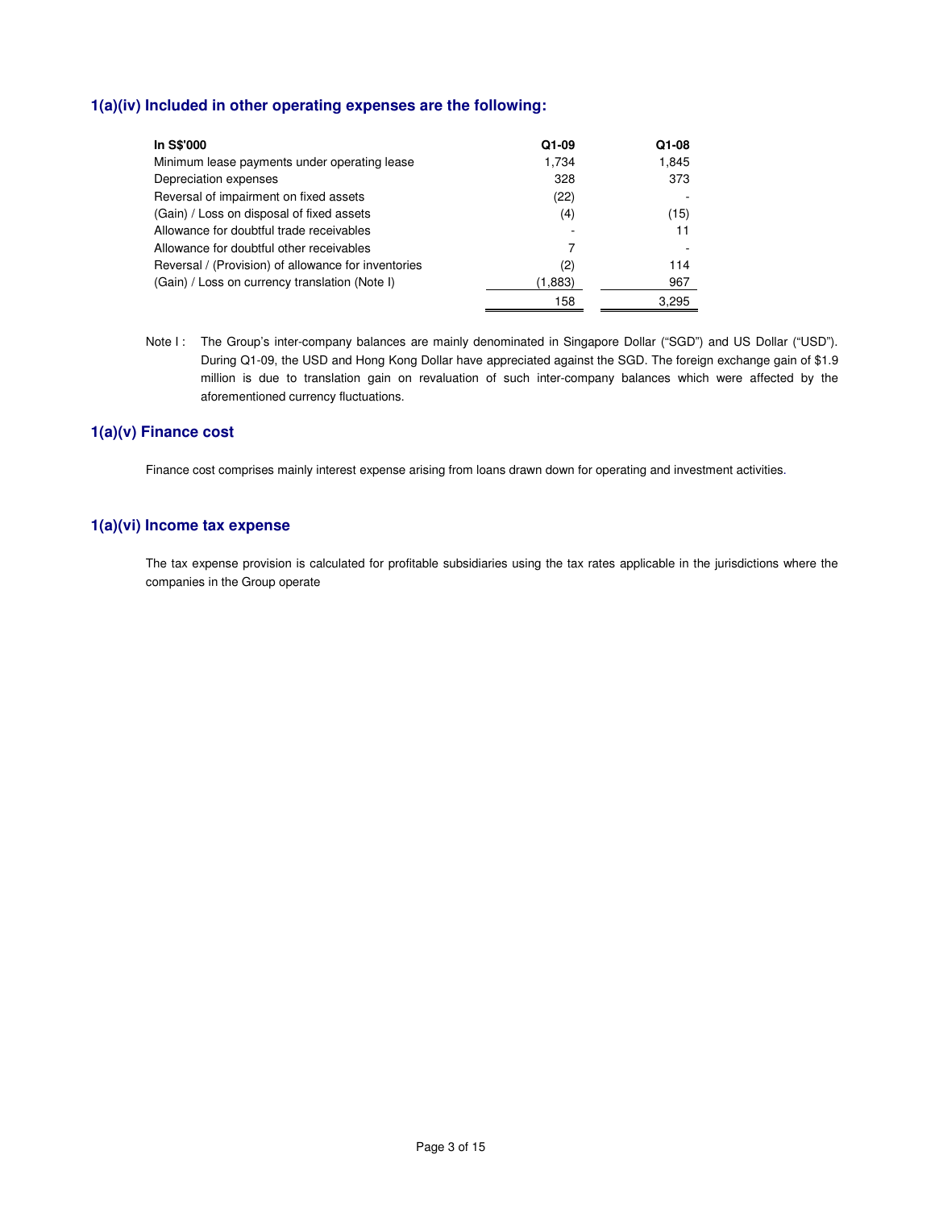### 1(a)(iv) Included in other operating expenses are the following:

| In S$'000 | Q1-09 | Q1-08 |
|---|---|---|
| Minimum lease payments under operating lease | 1,734 | 1,845 |
| Depreciation expenses | 328 | 373 |
| Reversal of impairment on fixed assets | (22) | - |
| (Gain) / Loss on disposal of fixed assets | (4) | (15) |
| Allowance for doubtful trade receivables | - | 11 |
| Allowance for doubtful other receivables | 7 | - |
| Reversal / (Provision) of allowance for inventories | (2) | 114 |
| (Gain) / Loss on currency translation (Note I) | (1,883) | 967 |
| | 158 | 3,295 |

Note I : The Group's inter-company balances are mainly denominated in Singapore Dollar ("SGD") and US Dollar ("USD"). During Q1-09, the USD and Hong Kong Dollar have appreciated against the SGD. The foreign exchange gain of $1.9 million is due to translation gain on revaluation of such inter-company balances which were affected by the aforementioned currency fluctuations.

### 1(a)(v) Finance cost

Finance cost comprises mainly interest expense arising from loans drawn down for operating and investment activities.

### 1(a)(vi) Income tax expense

The tax expense provision is calculated for profitable subsidiaries using the tax rates applicable in the jurisdictions where the companies in the Group operate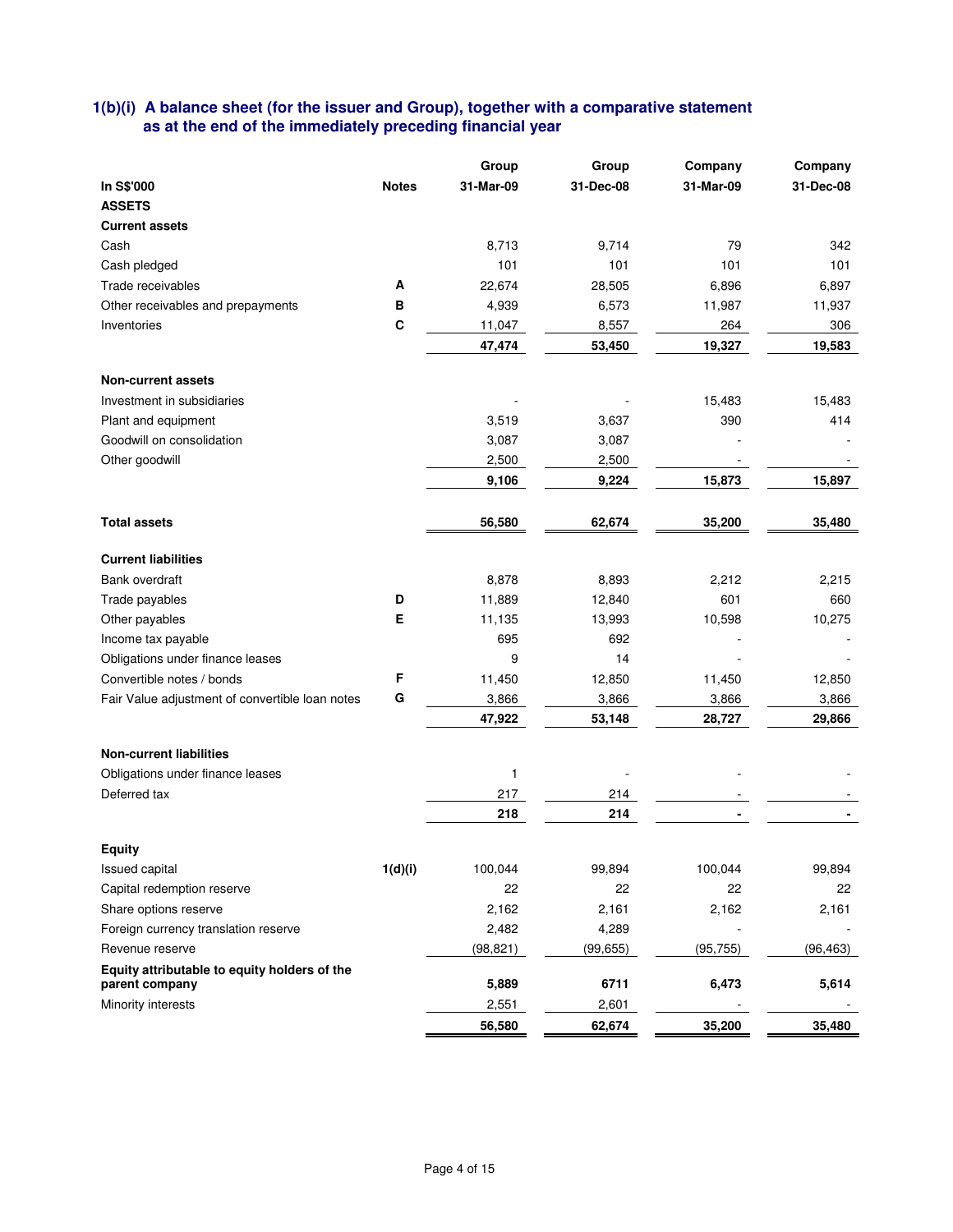## 1(b)(i) A balance sheet (for the issuer and Group), together with a comparative statement as at the end of the immediately preceding financial year

| In S$'000 | Notes | Group 31-Mar-09 | Group 31-Dec-08 | Company 31-Mar-09 | Company 31-Dec-08 |
|---|---|---|---|---|---|
| **ASSETS** | | | | | |
| **Current assets** | | | | | |
| Cash | | 8,713 | 9,714 | 79 | 342 |
| Cash pledged | | 101 | 101 | 101 | 101 |
| Trade receivables | A | 22,674 | 28,505 | 6,896 | 6,897 |
| Other receivables and prepayments | B | 4,939 | 6,573 | 11,987 | 11,937 |
| Inventories | C | 11,047 | 8,557 | 264 | 306 |
| | | **47,474** | **53,450** | **19,327** | **19,583** |
| **Non-current assets** | | | | | |
| Investment in subsidiaries | | - | - | 15,483 | 15,483 |
| Plant and equipment | | 3,519 | 3,637 | 390 | 414 |
| Goodwill on consolidation | | 3,087 | 3,087 | - | - |
| Other goodwill | | 2,500 | 2,500 | - | - |
| | | **9,106** | **9,224** | **15,873** | **15,897** |
| **Total assets** | | **56,580** | **62,674** | **35,200** | **35,480** |
| **Current liabilities** | | | | | |
| Bank overdraft | | 8,878 | 8,893 | 2,212 | 2,215 |
| Trade payables | D | 11,889 | 12,840 | 601 | 660 |
| Other payables | E | 11,135 | 13,993 | 10,598 | 10,275 |
| Income tax payable | | 695 | 692 | - | - |
| Obligations under finance leases | | 9 | 14 | - | - |
| Convertible notes / bonds | F | 11,450 | 12,850 | 11,450 | 12,850 |
| Fair Value adjustment of convertible loan notes | G | 3,866 | 3,866 | 3,866 | 3,866 |
| | | **47,922** | **53,148** | **28,727** | **29,866** |
| **Non-current liabilities** | | | | | |
| Obligations under finance leases | | 1 | - | - | - |
| Deferred tax | | 217 | 214 | - | - |
| | | **218** | **214** | **-** | **-** |
| **Equity** | | | | | |
| Issued capital | 1(d)(i) | 100,044 | 99,894 | 100,044 | 99,894 |
| Capital redemption reserve | | 22 | 22 | 22 | 22 |
| Share options reserve | | 2,162 | 2,161 | 2,162 | 2,161 |
| Foreign currency translation reserve | | 2,482 | 4,289 | - | - |
| Revenue reserve | | (98,821) | (99,655) | (95,755) | (96,463) |
| **Equity attributable to equity holders of the parent company** | | **5,889** | **6711** | **6,473** | **5,614** |
| Minority interests | | 2,551 | 2,601 | - | - |
| | | **56,580** | **62,674** | **35,200** | **35,480** |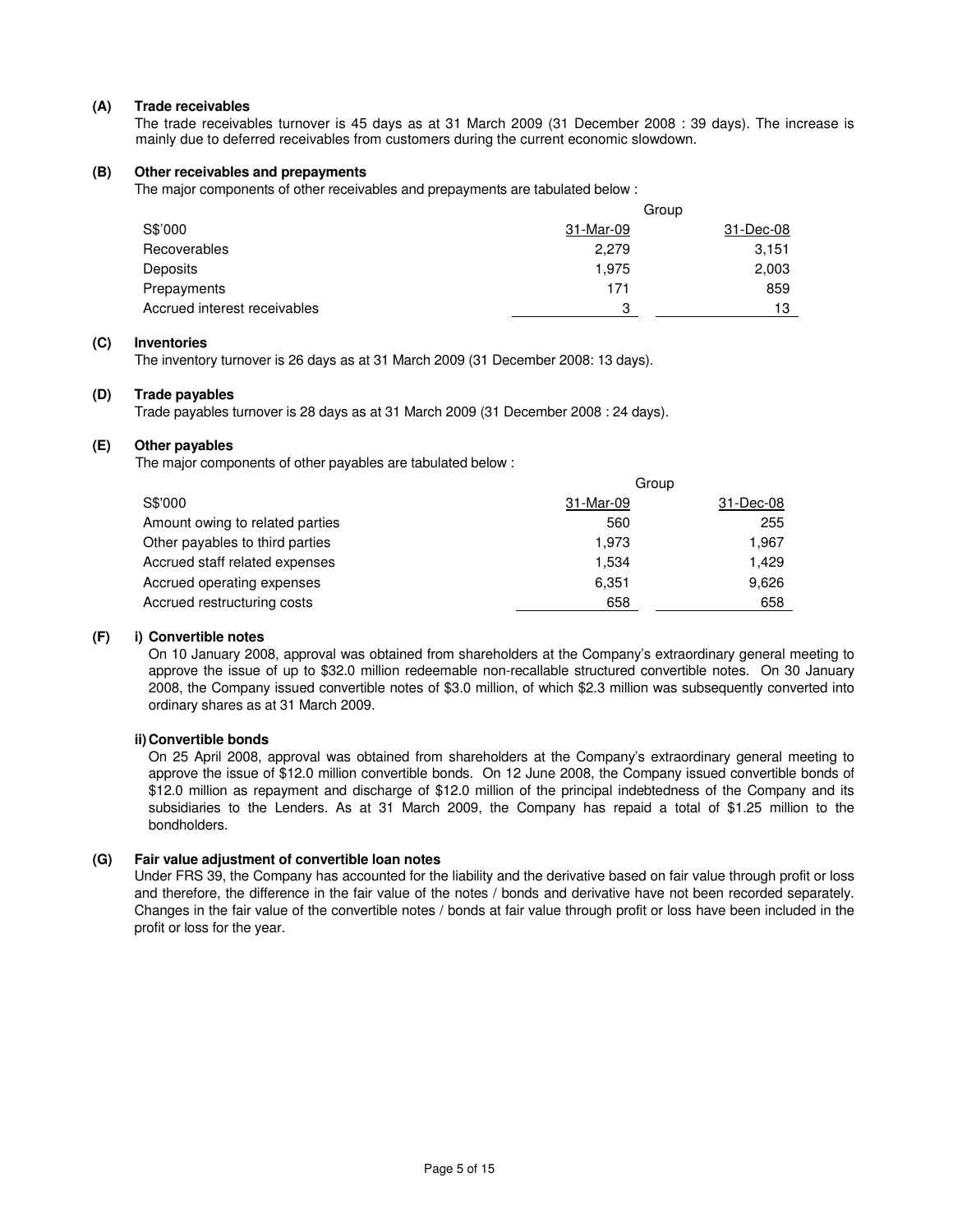**(A) Trade receivables**

The trade receivables turnover is 45 days as at 31 March 2009 (31 December 2008 : 39 days). The increase is mainly due to deferred receivables from customers during the current economic slowdown.

**(B) Other receivables and prepayments**

The major components of other receivables and prepayments are tabulated below :

| | Group | |
|---|---|---|
| S$'000 | 31-Mar-09 | 31-Dec-08 |
| Recoverables | 2,279 | 3,151 |
| Deposits | 1,975 | 2,003 |
| Prepayments | 171 | 859 |
| Accrued interest receivables | 3 | 13 |

**(C) Inventories**

The inventory turnover is 26 days as at 31 March 2009 (31 December 2008: 13 days).

**(D) Trade payables**

Trade payables turnover is 28 days as at 31 March 2009 (31 December 2008 : 24 days).

**(E) Other payables**

The major components of other payables are tabulated below :

| | Group | |
|---|---|---|
| S$'000 | 31-Mar-09 | 31-Dec-08 |
| Amount owing to related parties | 560 | 255 |
| Other payables to third parties | 1,973 | 1,967 |
| Accrued staff related expenses | 1,534 | 1,429 |
| Accrued operating expenses | 6,351 | 9,626 |
| Accrued restructuring costs | 658 | 658 |

**(F) i) Convertible notes**

On 10 January 2008, approval was obtained from shareholders at the Company's extraordinary general meeting to approve the issue of up to $32.0 million redeemable non-recallable structured convertible notes. On 30 January 2008, the Company issued convertible notes of $3.0 million, of which $2.3 million was subsequently converted into ordinary shares as at 31 March 2009.

**ii) Convertible bonds**

On 25 April 2008, approval was obtained from shareholders at the Company's extraordinary general meeting to approve the issue of $12.0 million convertible bonds. On 12 June 2008, the Company issued convertible bonds of $12.0 million as repayment and discharge of $12.0 million of the principal indebtedness of the Company and its subsidiaries to the Lenders. As at 31 March 2009, the Company has repaid a total of $1.25 million to the bondholders.

**(G) Fair value adjustment of convertible loan notes**

Under FRS 39, the Company has accounted for the liability and the derivative based on fair value through profit or loss and therefore, the difference in the fair value of the notes / bonds and derivative have not been recorded separately. Changes in the fair value of the convertible notes / bonds at fair value through profit or loss have been included in the profit or loss for the year.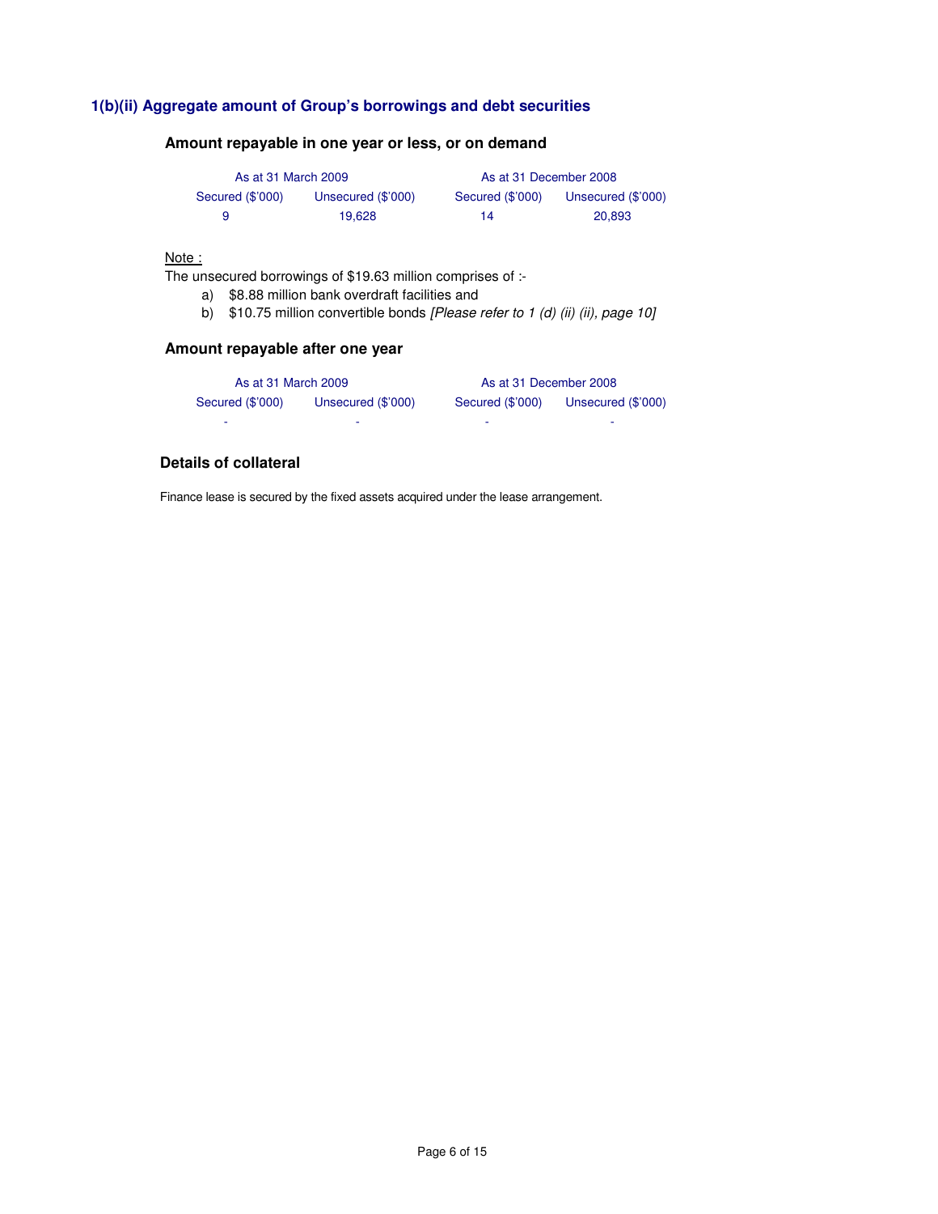## 1(b)(ii) Aggregate amount of Group's borrowings and debt securities

### Amount repayable in one year or less, or on demand

| As at 31 March 2009 | | As at 31 December 2008 | |
|---|---|---|---|
| Secured ($'000) | Unsecured ($'000) | Secured ($'000) | Unsecured ($'000) |
| 9 | 19,628 | 14 | 20,893 |

Note :

The unsecured borrowings of $19.63 million comprises of :-

a) $8.88 million bank overdraft facilities and
b) $10.75 million convertible bonds *[Please refer to 1 (d) (ii) (ii), page 10]*

### Amount repayable after one year

| As at 31 March 2009 | | As at 31 December 2008 | |
|---|---|---|---|
| Secured ($'000) | Unsecured ($'000) | Secured ($'000) | Unsecured ($'000) |
| - | - | - | - |

### Details of collateral

Finance lease is secured by the fixed assets acquired under the lease arrangement.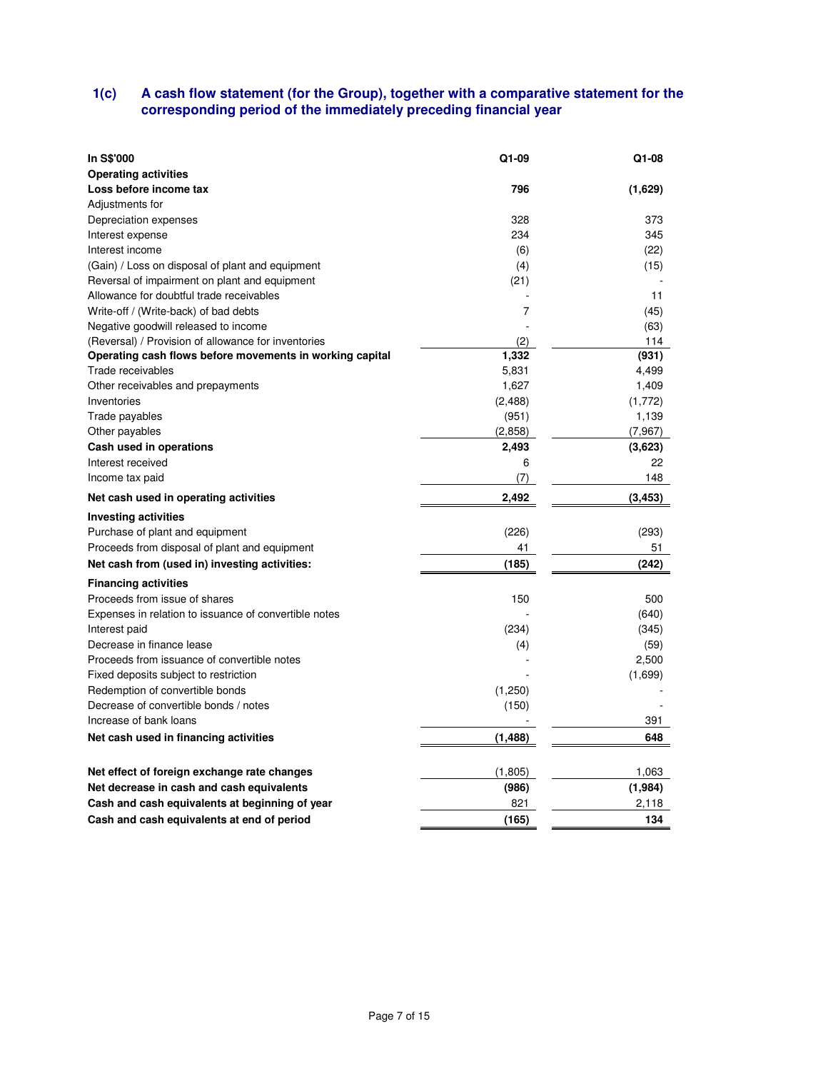## 1(c) A cash flow statement (for the Group), together with a comparative statement for the corresponding period of the immediately preceding financial year

| In S$'000 | Q1-09 | Q1-08 |
|---|---|---|
| **Operating activities** | | |
| **Loss before income tax** | **796** | **(1,629)** |
| Adjustments for | | |
| Depreciation expenses | 328 | 373 |
| Interest expense | 234 | 345 |
| Interest income | (6) | (22) |
| (Gain) / Loss on disposal of plant and equipment | (4) | (15) |
| Reversal of impairment on plant and equipment | (21) | - |
| Allowance for doubtful trade receivables | - | 11 |
| Write-off / (Write-back) of bad debts | 7 | (45) |
| Negative goodwill released to income | - | (63) |
| (Reversal) / Provision of allowance for inventories | (2) | 114 |
| **Operating cash flows before movements in working capital** | **1,332** | **(931)** |
| Trade receivables | 5,831 | 4,499 |
| Other receivables and prepayments | 1,627 | 1,409 |
| Inventories | (2,488) | (1,772) |
| Trade payables | (951) | 1,139 |
| Other payables | (2,858) | (7,967) |
| **Cash used in operations** | **2,493** | **(3,623)** |
| Interest received | 6 | 22 |
| Income tax paid | (7) | 148 |
| **Net cash used in operating activities** | **2,492** | **(3,453)** |
| **Investing activities** | | |
| Purchase of plant and equipment | (226) | (293) |
| Proceeds from disposal of plant and equipment | 41 | 51 |
| **Net cash from (used in) investing activities:** | **(185)** | **(242)** |
| **Financing activities** | | |
| Proceeds from issue of shares | 150 | 500 |
| Expenses in relation to issuance of convertible notes | - | (640) |
| Interest paid | (234) | (345) |
| Decrease in finance lease | (4) | (59) |
| Proceeds from issuance of convertible notes | - | 2,500 |
| Fixed deposits subject to restriction | - | (1,699) |
| Redemption of convertible bonds | (1,250) | - |
| Decrease of convertible bonds / notes | (150) | - |
| Increase of bank loans | - | 391 |
| **Net cash used in financing activities** | **(1,488)** | **648** |
| | | |
| **Net effect of foreign exchange rate changes** | (1,805) | 1,063 |
| **Net decrease in cash and cash equivalents** | **(986)** | **(1,984)** |
| **Cash and cash equivalents at beginning of year** | 821 | 2,118 |
| **Cash and cash equivalents at end of period** | **(165)** | **134** |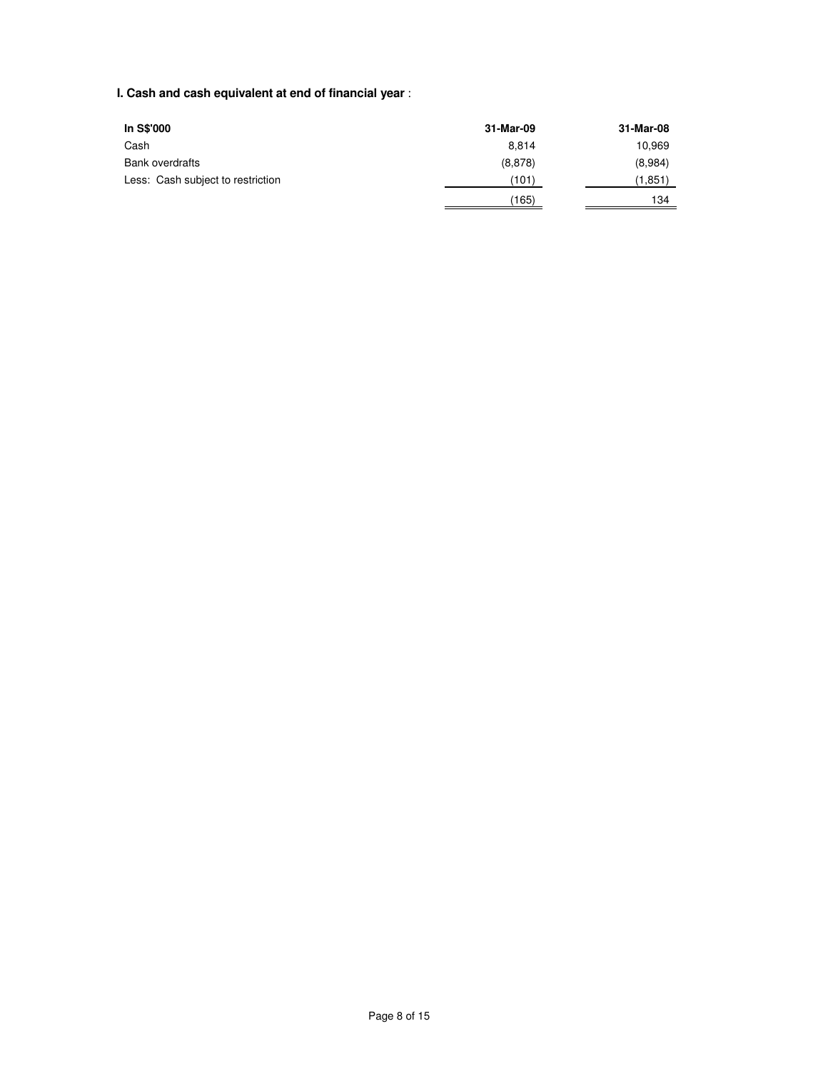**I. Cash and cash equivalent at end of financial year** :

| In S$'000 | 31-Mar-09 | 31-Mar-08 |
|---|---|---|
| Cash | 8,814 | 10,969 |
| Bank overdrafts | (8,878) | (8,984) |
| Less: Cash subject to restriction | (101) | (1,851) |
| | (165) | 134 |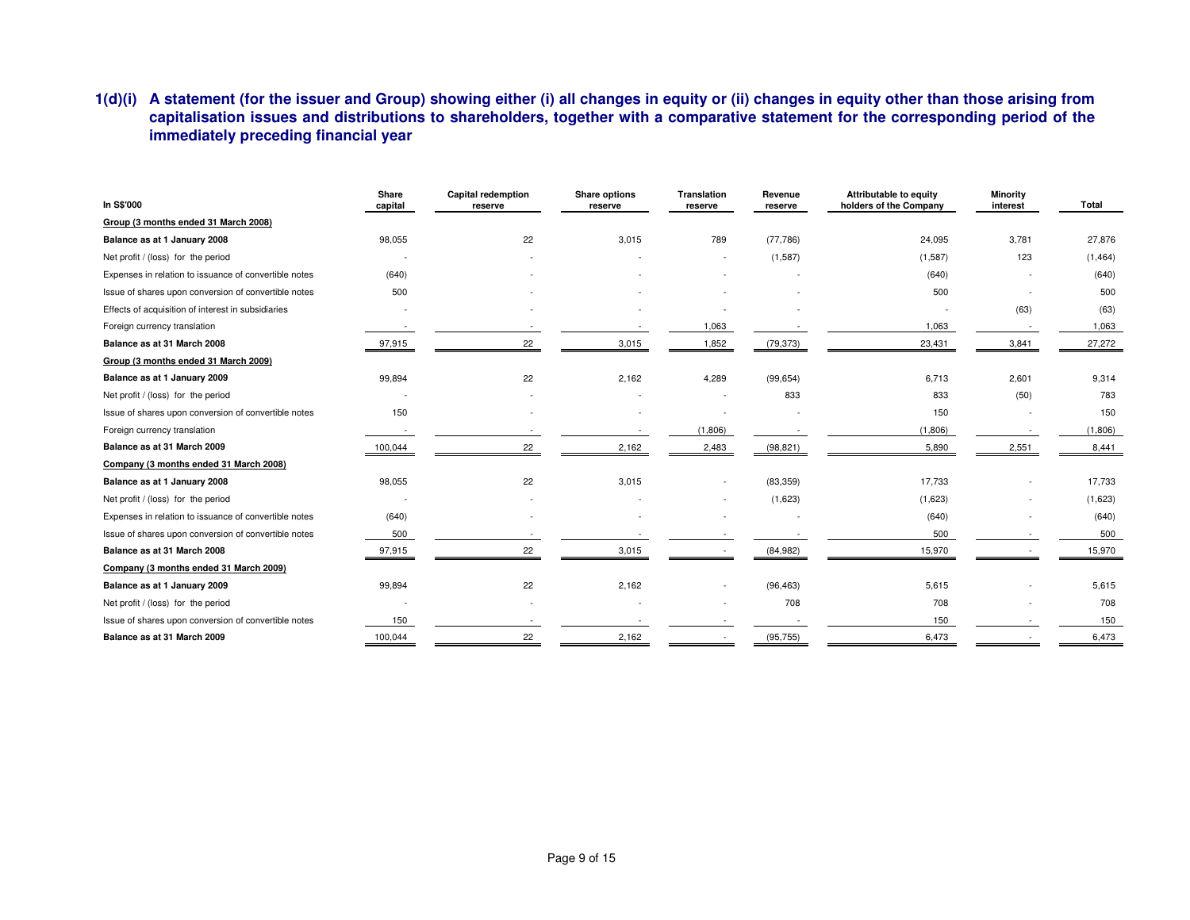### 1(d)(i) A statement (for the issuer and Group) showing either (i) all changes in equity or (ii) changes in equity other than those arising from capitalisation issues and distributions to shareholders, together with a comparative statement for the corresponding period of the immediately preceding financial year

| In S$'000 | Share capital | Capital redemption reserve | Share options reserve | Translation reserve | Revenue reserve | Attributable to equity holders of the Company | Minority interest | Total |
|---|---|---|---|---|---|---|---|---|
| **Group (3 months ended 31 March 2008)** | | | | | | | | |
| **Balance as at 1 January 2008** | 98,055 | 22 | 3,015 | 789 | (77,786) | 24,095 | 3,781 | 27,876 |
| Net profit / (loss) for the period | - | - | - | - | (1,587) | (1,587) | 123 | (1,464) |
| Expenses in relation to issuance of convertible notes | (640) | - | - | - | - | (640) | - | (640) |
| Issue of shares upon conversion of convertible notes | 500 | - | - | - | - | 500 | - | 500 |
| Effects of acquisition of interest in subsidiaries | - | - | - | - | - | - | (63) | (63) |
| Foreign currency translation | - | - | - | 1,063 | - | 1,063 | - | 1,063 |
| **Balance as at 31 March 2008** | 97,915 | 22 | 3,015 | 1,852 | (79,373) | 23,431 | 3,841 | 27,272 |
| **Group (3 months ended 31 March 2009)** | | | | | | | | |
| **Balance as at 1 January 2009** | 99,894 | 22 | 2,162 | 4,289 | (99,654) | 6,713 | 2,601 | 9,314 |
| Net profit / (loss) for the period | - | - | - | - | 833 | 833 | (50) | 783 |
| Issue of shares upon conversion of convertible notes | 150 | - | - | - | - | 150 | - | 150 |
| Foreign currency translation | - | - | - | (1,806) | - | (1,806) | - | (1,806) |
| **Balance as at 31 March 2009** | 100,044 | 22 | 2,162 | 2,483 | (98,821) | 5,890 | 2,551 | 8,441 |
| **Company (3 months ended 31 March 2008)** | | | | | | | | |
| **Balance as at 1 January 2008** | 98,055 | 22 | 3,015 | - | (83,359) | 17,733 | - | 17,733 |
| Net profit / (loss) for the period | - | - | - | - | (1,623) | (1,623) | - | (1,623) |
| Expenses in relation to issuance of convertible notes | (640) | - | - | - | - | (640) | - | (640) |
| Issue of shares upon conversion of convertible notes | 500 | - | - | - | - | 500 | - | 500 |
| **Balance as at 31 March 2008** | 97,915 | 22 | 3,015 | - | (84,982) | 15,970 | - | 15,970 |
| **Company (3 months ended 31 March 2009)** | | | | | | | | |
| **Balance as at 1 January 2009** | 99,894 | 22 | 2,162 | - | (96,463) | 5,615 | - | 5,615 |
| Net profit / (loss) for the period | - | - | - | - | 708 | 708 | - | 708 |
| Issue of shares upon conversion of convertible notes | 150 | - | - | - | - | 150 | - | 150 |
| **Balance as at 31 March 2009** | 100,044 | 22 | 2,162 | - | (95,755) | 6,473 | - | 6,473 |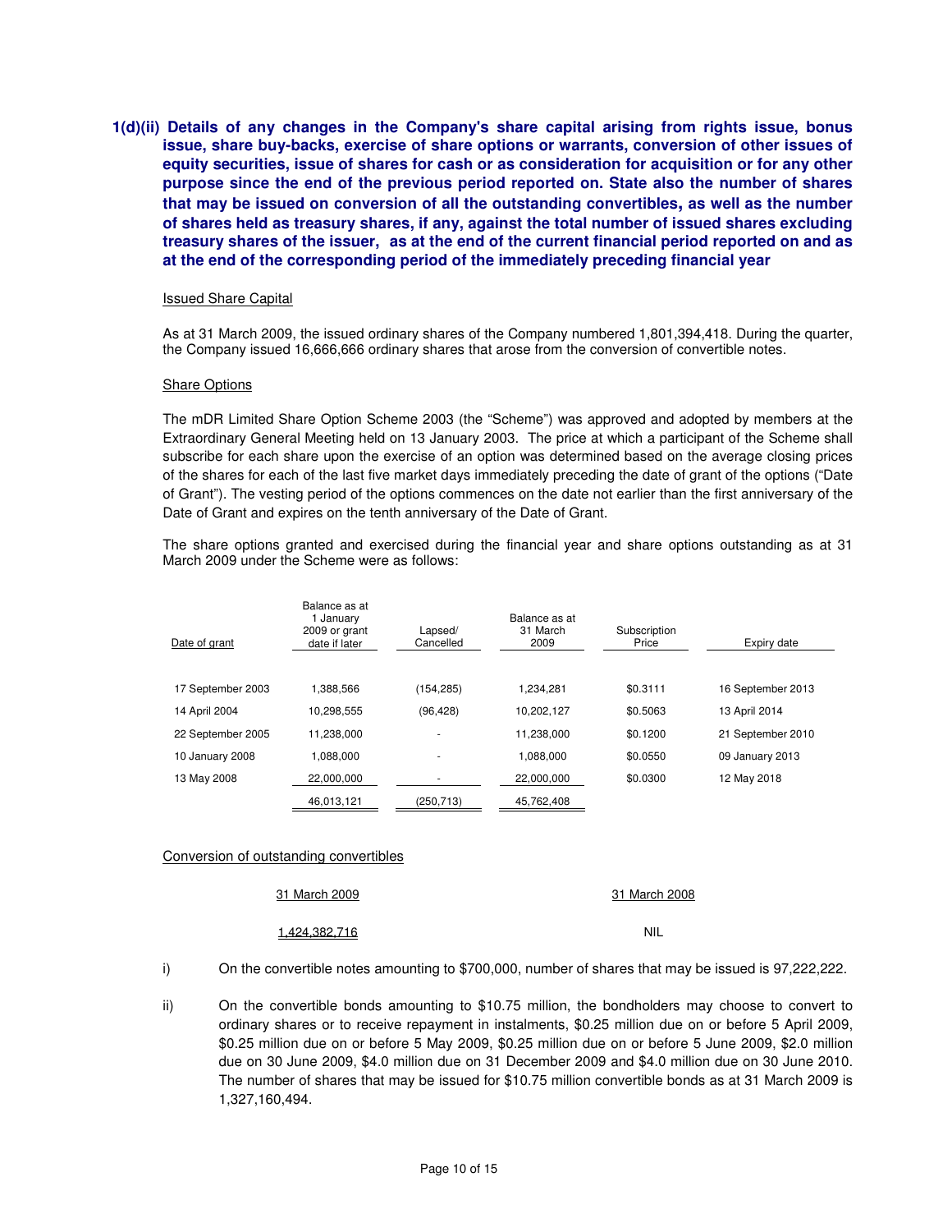**1(d)(ii) Details of any changes in the Company's share capital arising from rights issue, bonus issue, share buy-backs, exercise of share options or warrants, conversion of other issues of equity securities, issue of shares for cash or as consideration for acquisition or for any other purpose since the end of the previous period reported on. State also the number of shares that may be issued on conversion of all the outstanding convertibles, as well as the number of shares held as treasury shares, if any, against the total number of issued shares excluding treasury shares of the issuer, as at the end of the current financial period reported on and as at the end of the corresponding period of the immediately preceding financial year**

Issued Share Capital

As at 31 March 2009, the issued ordinary shares of the Company numbered 1,801,394,418. During the quarter, the Company issued 16,666,666 ordinary shares that arose from the conversion of convertible notes.

Share Options

The mDR Limited Share Option Scheme 2003 (the "Scheme") was approved and adopted by members at the Extraordinary General Meeting held on 13 January 2003. The price at which a participant of the Scheme shall subscribe for each share upon the exercise of an option was determined based on the average closing prices of the shares for each of the last five market days immediately preceding the date of grant of the options ("Date of Grant"). The vesting period of the options commences on the date not earlier than the first anniversary of the Date of Grant and expires on the tenth anniversary of the Date of Grant.

The share options granted and exercised during the financial year and share options outstanding as at 31 March 2009 under the Scheme were as follows:

| Date of grant | Balance as at 1 January 2009 or grant date if later | Lapsed/ Cancelled | Balance as at 31 March 2009 | Subscription Price | Expiry date |
|---|---|---|---|---|---|
| 17 September 2003 | 1,388,566 | (154,285) | 1,234,281 | $0.3111 | 16 September 2013 |
| 14 April 2004 | 10,298,555 | (96,428) | 10,202,127 | $0.5063 | 13 April 2014 |
| 22 September 2005 | 11,238,000 | - | 11,238,000 | $0.1200 | 21 September 2010 |
| 10 January 2008 | 1,088,000 | - | 1,088,000 | $0.0550 | 09 January 2013 |
| 13 May 2008 | 22,000,000 | - | 22,000,000 | $0.0300 | 12 May 2018 |
| | 46,013,121 | (250,713) | 45,762,408 | | |

Conversion of outstanding convertibles

| 31 March 2009 | 31 March 2008 |
|---|---|
| 1,424,382,716 | NIL |

i) On the convertible notes amounting to $700,000, number of shares that may be issued is 97,222,222.

ii) On the convertible bonds amounting to $10.75 million, the bondholders may choose to convert to ordinary shares or to receive repayment in instalments, $0.25 million due on or before 5 April 2009, $0.25 million due on or before 5 May 2009, $0.25 million due on or before 5 June 2009, $2.0 million due on 30 June 2009, $4.0 million due on 31 December 2009 and $4.0 million due on 30 June 2010. The number of shares that may be issued for $10.75 million convertible bonds as at 31 March 2009 is 1,327,160,494.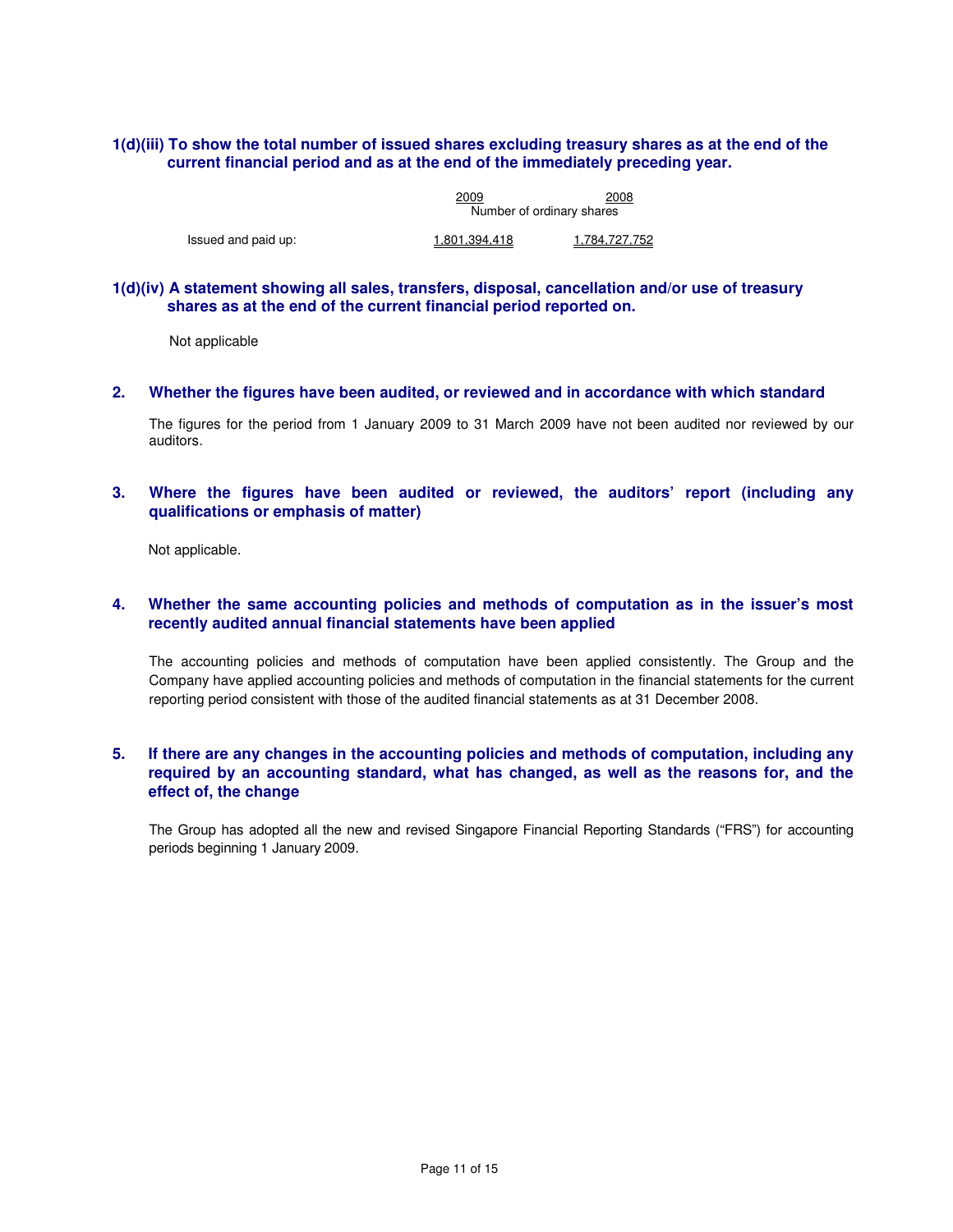### 1(d)(iii) To show the total number of issued shares excluding treasury shares as at the end of the current financial period and as at the end of the immediately preceding year.

| | 2009 | 2008 |
|---|---|---|
| | Number of ordinary shares | |
| Issued and paid up: | 1,801,394,418 | 1,784,727,752 |

### 1(d)(iv) A statement showing all sales, transfers, disposal, cancellation and/or use of treasury shares as at the end of the current financial period reported on.

Not applicable

### 2. Whether the figures have been audited, or reviewed and in accordance with which standard

The figures for the period from 1 January 2009 to 31 March 2009 have not been audited nor reviewed by our auditors.

### 3. Where the figures have been audited or reviewed, the auditors' report (including any qualifications or emphasis of matter)

Not applicable.

### 4. Whether the same accounting policies and methods of computation as in the issuer's most recently audited annual financial statements have been applied

The accounting policies and methods of computation have been applied consistently. The Group and the Company have applied accounting policies and methods of computation in the financial statements for the current reporting period consistent with those of the audited financial statements as at 31 December 2008.

### 5. If there are any changes in the accounting policies and methods of computation, including any required by an accounting standard, what has changed, as well as the reasons for, and the effect of, the change

The Group has adopted all the new and revised Singapore Financial Reporting Standards ("FRS") for accounting periods beginning 1 January 2009.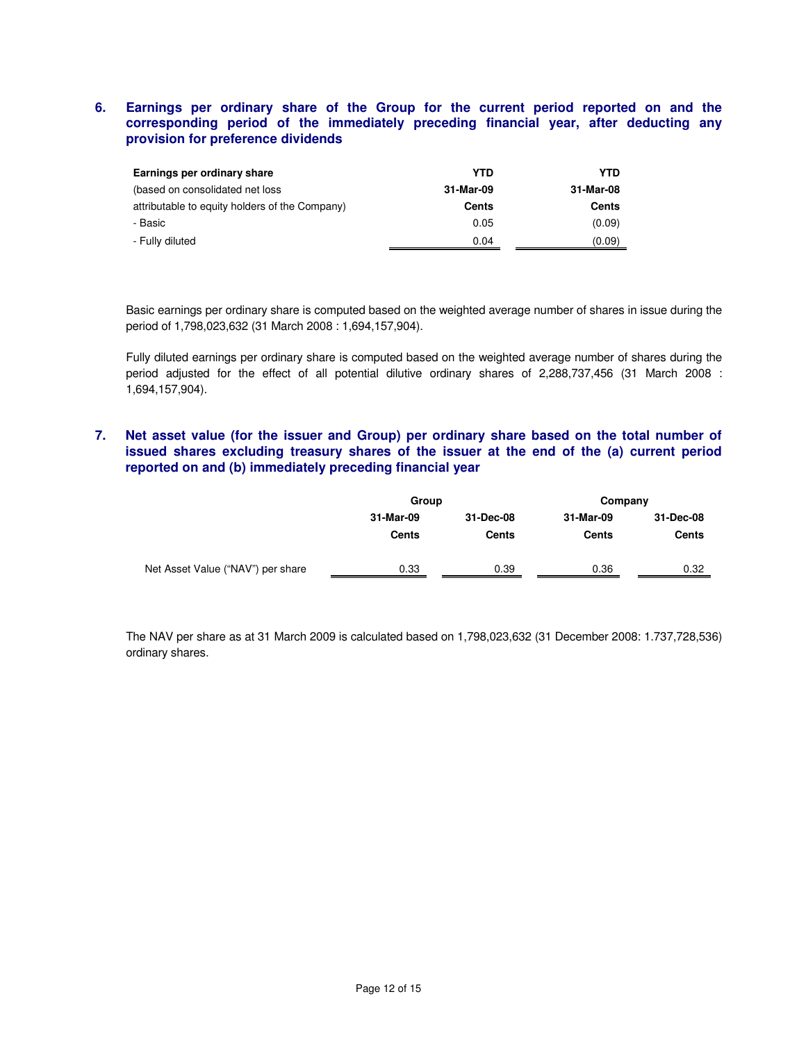## 6. Earnings per ordinary share of the Group for the current period reported on and the corresponding period of the immediately preceding financial year, after deducting any provision for preference dividends

| **Earnings per ordinary share** | **YTD** | **YTD** |
|---|---|---|
| (based on consolidated net loss | **31-Mar-09** | **31-Mar-08** |
| attributable to equity holders of the Company) | **Cents** | **Cents** |
| - Basic | 0.05 | (0.09) |
| - Fully diluted | 0.04 | (0.09) |

Basic earnings per ordinary share is computed based on the weighted average number of shares in issue during the period of 1,798,023,632 (31 March 2008 : 1,694,157,904).

Fully diluted earnings per ordinary share is computed based on the weighted average number of shares during the period adjusted for the effect of all potential dilutive ordinary shares of 2,288,737,456 (31 March 2008 : 1,694,157,904).

## 7. Net asset value (for the issuer and Group) per ordinary share based on the total number of issued shares excluding treasury shares of the issuer at the end of the (a) current period reported on and (b) immediately preceding financial year

| | **Group** | | **Company** | |
|---|---|---|---|---|
| | **31-Mar-09** | **31-Dec-08** | **31-Mar-09** | **31-Dec-08** |
| | **Cents** | **Cents** | **Cents** | **Cents** |
| Net Asset Value ("NAV") per share | 0.33 | 0.39 | 0.36 | 0.32 |

The NAV per share as at 31 March 2009 is calculated based on 1,798,023,632 (31 December 2008: 1.737,728,536) ordinary shares.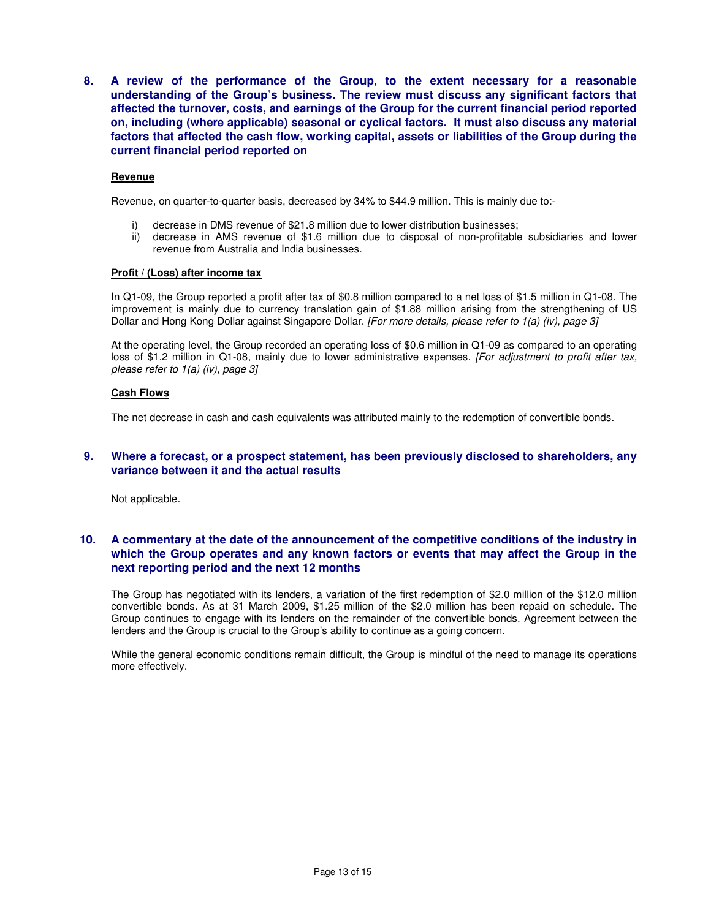**8. A review of the performance of the Group, to the extent necessary for a reasonable understanding of the Group's business. The review must discuss any significant factors that affected the turnover, costs, and earnings of the Group for the current financial period reported on, including (where applicable) seasonal or cyclical factors. It must also discuss any material factors that affected the cash flow, working capital, assets or liabilities of the Group during the current financial period reported on**

**Revenue**

Revenue, on quarter-to-quarter basis, decreased by 34% to $44.9 million. This is mainly due to:-

i) decrease in DMS revenue of $21.8 million due to lower distribution businesses;
ii) decrease in AMS revenue of $1.6 million due to disposal of non-profitable subsidiaries and lower revenue from Australia and India businesses.

**Profit / (Loss) after income tax**

In Q1-09, the Group reported a profit after tax of $0.8 million compared to a net loss of $1.5 million in Q1-08. The improvement is mainly due to currency translation gain of $1.88 million arising from the strengthening of US Dollar and Hong Kong Dollar against Singapore Dollar. *[For more details, please refer to 1(a) (iv), page 3]*

At the operating level, the Group recorded an operating loss of $0.6 million in Q1-09 as compared to an operating loss of $1.2 million in Q1-08, mainly due to lower administrative expenses. *[For adjustment to profit after tax, please refer to 1(a) (iv), page 3]*

**Cash Flows**

The net decrease in cash and cash equivalents was attributed mainly to the redemption of convertible bonds.

**9. Where a forecast, or a prospect statement, has been previously disclosed to shareholders, any variance between it and the actual results**

Not applicable.

**10. A commentary at the date of the announcement of the competitive conditions of the industry in which the Group operates and any known factors or events that may affect the Group in the next reporting period and the next 12 months**

The Group has negotiated with its lenders, a variation of the first redemption of $2.0 million of the $12.0 million convertible bonds. As at 31 March 2009, $1.25 million of the $2.0 million has been repaid on schedule. The Group continues to engage with its lenders on the remainder of the convertible bonds. Agreement between the lenders and the Group is crucial to the Group's ability to continue as a going concern.

While the general economic conditions remain difficult, the Group is mindful of the need to manage its operations more effectively.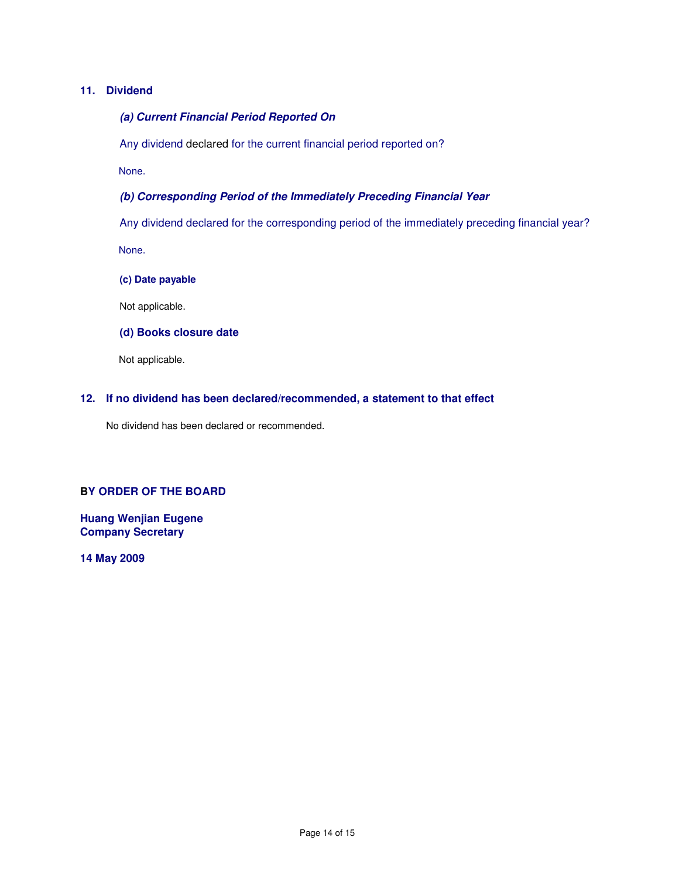## 11. Dividend

### *(a) Current Financial Period Reported On*

Any dividend declared for the current financial period reported on?

None.

### *(b) Corresponding Period of the Immediately Preceding Financial Year*

Any dividend declared for the corresponding period of the immediately preceding financial year?

None.

### (c) Date payable

Not applicable.

### (d) Books closure date

Not applicable.

## 12. If no dividend has been declared/recommended, a statement to that effect

No dividend has been declared or recommended.

**BY ORDER OF THE BOARD**

**Huang Wenjian Eugene**
**Company Secretary**

**14 May 2009**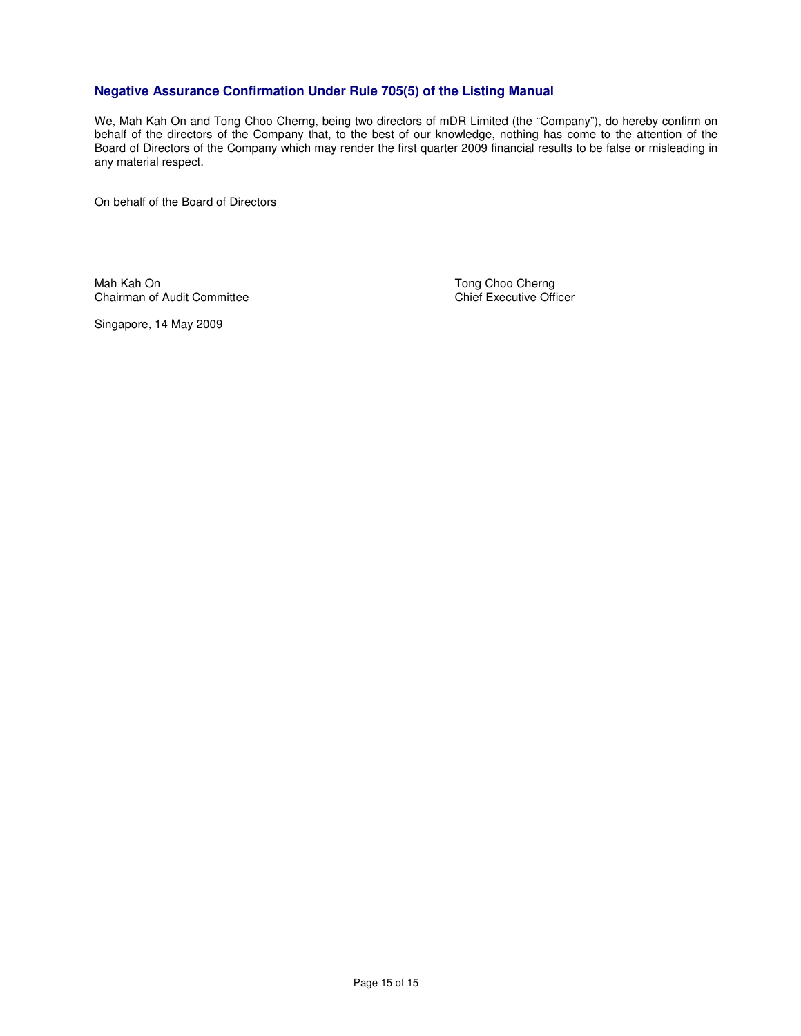### Negative Assurance Confirmation Under Rule 705(5) of the Listing Manual

We, Mah Kah On and Tong Choo Cherng, being two directors of mDR Limited (the "Company"), do hereby confirm on behalf of the directors of the Company that, to the best of our knowledge, nothing has come to the attention of the Board of Directors of the Company which may render the first quarter 2009 financial results to be false or misleading in any material respect.

On behalf of the Board of Directors

Mah Kah On
Chairman of Audit Committee

Tong Choo Cherng
Chief Executive Officer

Singapore, 14 May 2009